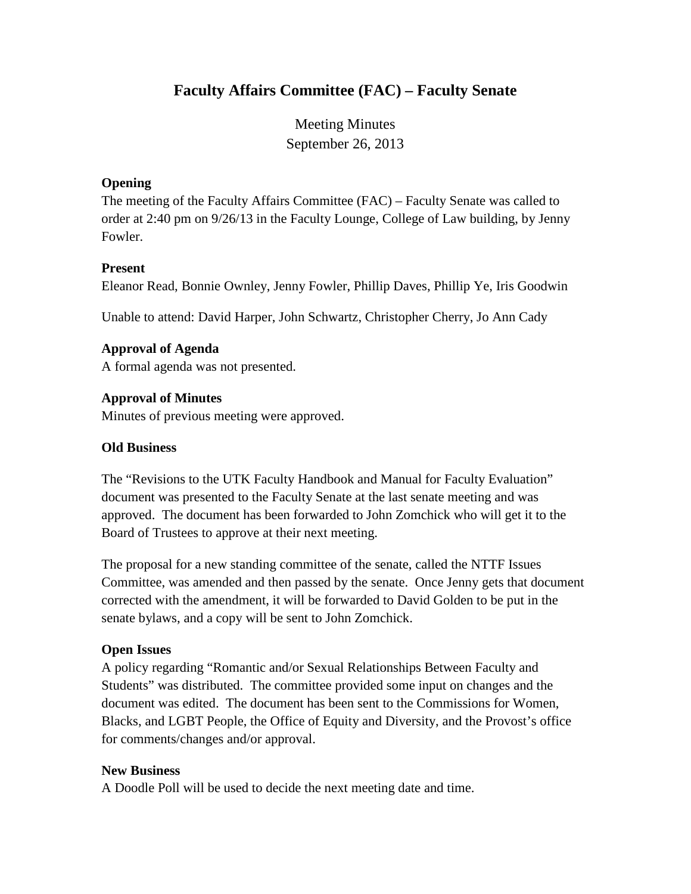# Faculty Affairs Committee (FAC) – Faculty Senate

Meeting Minutes
September 26, 2013

**Opening**

The meeting of the Faculty Affairs Committee (FAC) – Faculty Senate was called to order at 2:40 pm on 9/26/13 in the Faculty Lounge, College of Law building, by Jenny Fowler.

**Present**

Eleanor Read, Bonnie Ownley, Jenny Fowler, Phillip Daves, Phillip Ye, Iris Goodwin

Unable to attend: David Harper, John Schwartz, Christopher Cherry, Jo Ann Cady

**Approval of Agenda**

A formal agenda was not presented.

**Approval of Minutes**

Minutes of previous meeting were approved.

**Old Business**

The "Revisions to the UTK Faculty Handbook and Manual for Faculty Evaluation" document was presented to the Faculty Senate at the last senate meeting and was approved. The document has been forwarded to John Zomchick who will get it to the Board of Trustees to approve at their next meeting.

The proposal for a new standing committee of the senate, called the NTTF Issues Committee, was amended and then passed by the senate. Once Jenny gets that document corrected with the amendment, it will be forwarded to David Golden to be put in the senate bylaws, and a copy will be sent to John Zomchick.

**Open Issues**

A policy regarding "Romantic and/or Sexual Relationships Between Faculty and Students" was distributed. The committee provided some input on changes and the document was edited. The document has been sent to the Commissions for Women, Blacks, and LGBT People, the Office of Equity and Diversity, and the Provost's office for comments/changes and/or approval.

**New Business**

A Doodle Poll will be used to decide the next meeting date and time.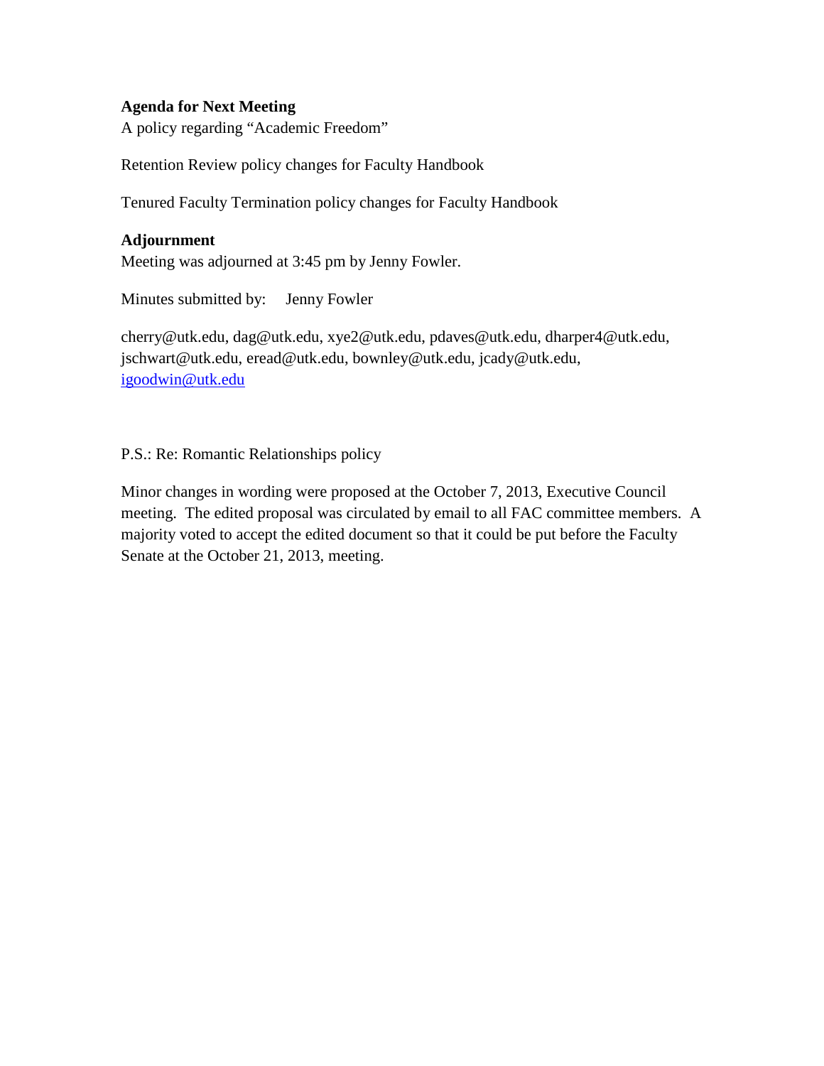**Agenda for Next Meeting**

A policy regarding "Academic Freedom"

Retention Review policy changes for Faculty Handbook

Tenured Faculty Termination policy changes for Faculty Handbook

**Adjournment**

Meeting was adjourned at 3:45 pm by Jenny Fowler.

Minutes submitted by: Jenny Fowler

cherry@utk.edu, dag@utk.edu, xye2@utk.edu, pdaves@utk.edu, dharper4@utk.edu, jschwart@utk.edu, eread@utk.edu, bownley@utk.edu, jcady@utk.edu, igoodwin@utk.edu

P.S.: Re: Romantic Relationships policy

Minor changes in wording were proposed at the October 7, 2013, Executive Council meeting. The edited proposal was circulated by email to all FAC committee members. A majority voted to accept the edited document so that it could be put before the Faculty Senate at the October 21, 2013, meeting.